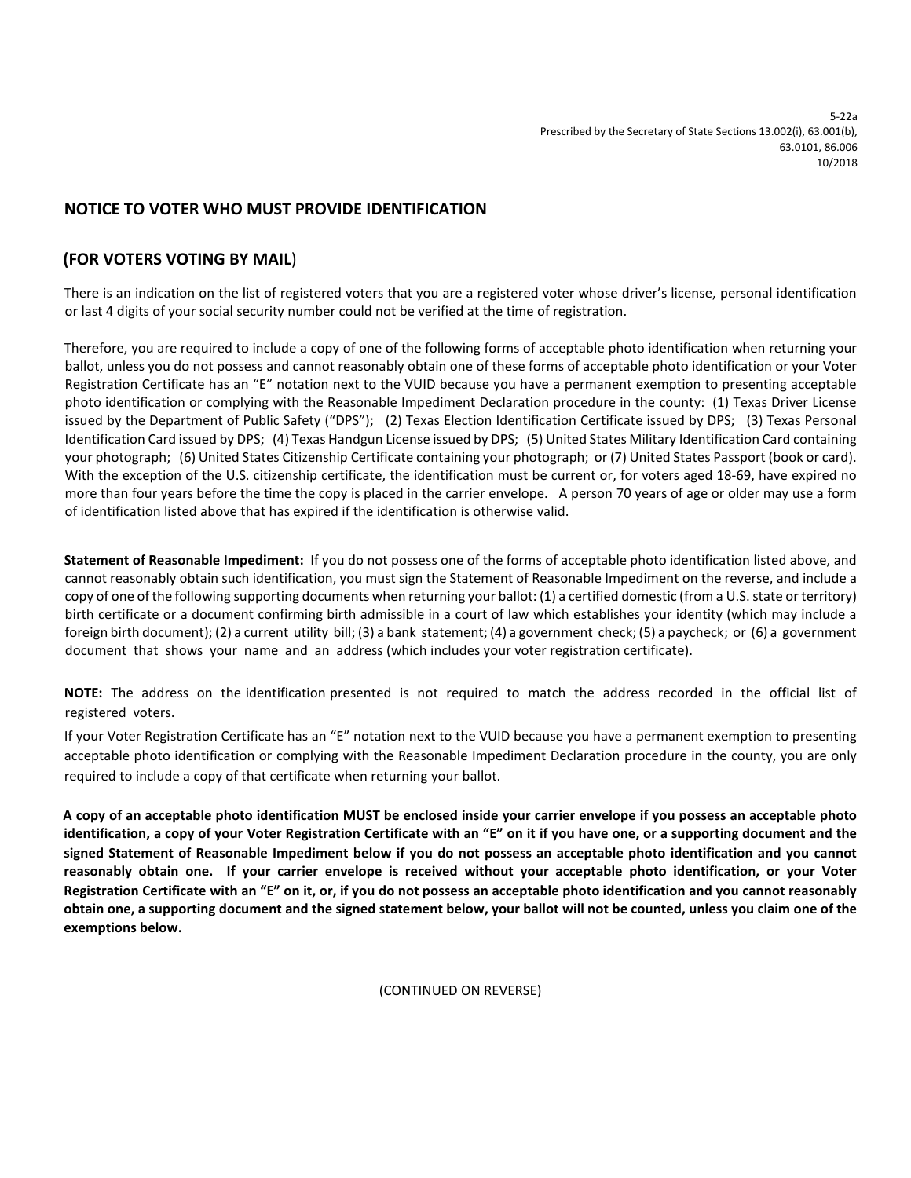5-22a
Prescribed by the Secretary of State Sections 13.002(i), 63.001(b),
63.0101, 86.006
10/2018

## NOTICE TO VOTER WHO MUST PROVIDE IDENTIFICATION

## (FOR VOTERS VOTING BY MAIL)

There is an indication on the list of registered voters that you are a registered voter whose driver's license, personal identification or last 4 digits of your social security number could not be verified at the time of registration.

Therefore, you are required to include a copy of one of the following forms of acceptable photo identification when returning your ballot, unless you do not possess and cannot reasonably obtain one of these forms of acceptable photo identification or your Voter Registration Certificate has an "E" notation next to the VUID because you have a permanent exemption to presenting acceptable photo identification or complying with the Reasonable Impediment Declaration procedure in the county: (1) Texas Driver License issued by the Department of Public Safety ("DPS"); (2) Texas Election Identification Certificate issued by DPS; (3) Texas Personal Identification Card issued by DPS; (4) Texas Handgun License issued by DPS; (5) United States Military Identification Card containing your photograph; (6) United States Citizenship Certificate containing your photograph; or (7) United States Passport (book or card). With the exception of the U.S. citizenship certificate, the identification must be current or, for voters aged 18-69, have expired no more than four years before the time the copy is placed in the carrier envelope. A person 70 years of age or older may use a form of identification listed above that has expired if the identification is otherwise valid.

**Statement of Reasonable Impediment:** If you do not possess one of the forms of acceptable photo identification listed above, and cannot reasonably obtain such identification, you must sign the Statement of Reasonable Impediment on the reverse, and include a copy of one of the following supporting documents when returning your ballot: (1) a certified domestic (from a U.S. state or territory) birth certificate or a document confirming birth admissible in a court of law which establishes your identity (which may include a foreign birth document); (2) a current utility bill; (3) a bank statement; (4) a government check; (5) a paycheck; or (6) a government document that shows your name and an address (which includes your voter registration certificate).

**NOTE:** The address on the identification presented is not required to match the address recorded in the official list of registered voters.

If your Voter Registration Certificate has an "E" notation next to the VUID because you have a permanent exemption to presenting acceptable photo identification or complying with the Reasonable Impediment Declaration procedure in the county, you are only required to include a copy of that certificate when returning your ballot.

**A copy of an acceptable photo identification MUST be enclosed inside your carrier envelope if you possess an acceptable photo identification, a copy of your Voter Registration Certificate with an "E" on it if you have one, or a supporting document and the signed Statement of Reasonable Impediment below if you do not possess an acceptable photo identification and you cannot reasonably obtain one. If your carrier envelope is received without your acceptable photo identification, or your Voter Registration Certificate with an "E" on it, or, if you do not possess an acceptable photo identification and you cannot reasonably obtain one, a supporting document and the signed statement below, your ballot will not be counted, unless you claim one of the exemptions below.**

(CONTINUED ON REVERSE)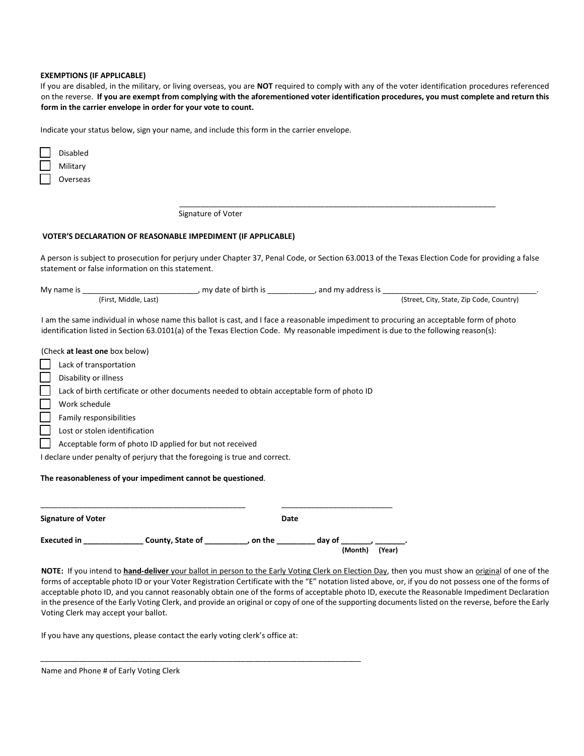**EXEMPTIONS (IF APPLICABLE)**

If you are disabled, in the military, or living overseas, you are **NOT** required to comply with any of the voter identification procedures referenced on the reverse. **If you are exempt from complying with the aforementioned voter identification procedures, you must complete and return this form in the carrier envelope in order for your vote to count.**

Indicate your status below, sign your name, and include this form in the carrier envelope.

☐ Disabled
☐ Military
☐ Overseas

_______________________________________________________________________________
Signature of Voter

**VOTER'S DECLARATION OF REASONABLE IMPEDIMENT (IF APPLICABLE)**

A person is subject to prosecution for perjury under Chapter 37, Penal Code, or Section 63.0013 of the Texas Election Code for providing a false statement or false information on this statement.

My name is ___________________________, my date of birth is ___________, and my address is _____________________________________.
(First, Middle, Last) (Street, City, State, Zip Code, Country)

I am the same individual in whose name this ballot is cast, and I face a reasonable impediment to procuring an acceptable form of photo identification listed in Section 63.0101(a) of the Texas Election Code. My reasonable impediment is due to the following reason(s):

(Check **at least one** box below)

☐ Lack of transportation
☐ Disability or illness
☐ Lack of birth certificate or other documents needed to obtain acceptable form of photo ID
☐ Work schedule
☐ Family responsibilities
☐ Lost or stolen identification
☐ Acceptable form of photo ID applied for but not received

I declare under penalty of perjury that the foregoing is true and correct.

**The reasonableness of your impediment cannot be questioned**.

__________________________________________________ __________________________
**Signature of Voter** **Date**

**Executed in ______________ County, State of __________, on the _________ day of _______, _______.**
**(Month) (Year)**

**NOTE:** If you intend to **hand-deliver** your ballot in person to the Early Voting Clerk on Election Day, then you must show an original of one of the forms of acceptable photo ID or your Voter Registration Certificate with the "E" notation listed above, or, if you do not possess one of the forms of acceptable photo ID, and you cannot reasonably obtain one of the forms of acceptable photo ID, execute the Reasonable Impediment Declaration in the presence of the Early Voting Clerk, and provide an original or copy of one of the supporting documents listed on the reverse, before the Early Voting Clerk may accept your ballot.

If you have any questions, please contact the early voting clerk's office at:

_______________________________________________________________________________
Name and Phone # of Early Voting Clerk